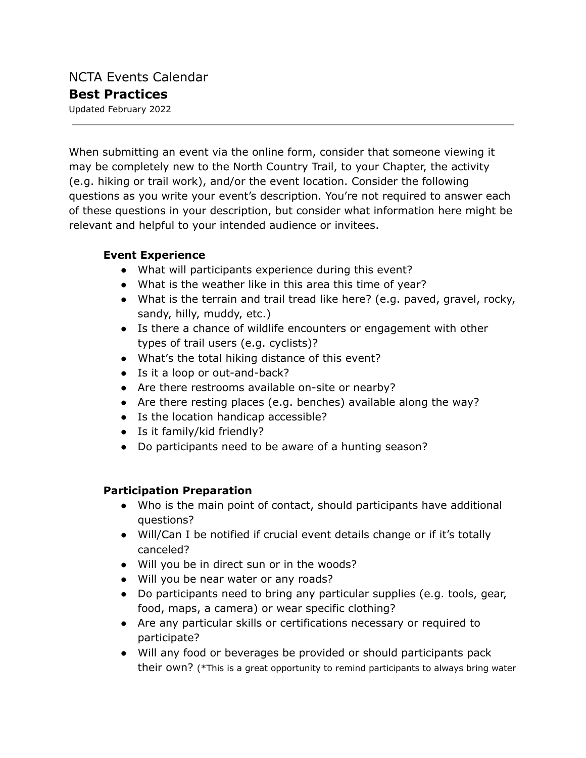NCTA Events Calendar

# Best Practices

Updated February 2022

---

When submitting an event via the online form, consider that someone viewing it may be completely new to the North Country Trail, to your Chapter, the activity (e.g. hiking or trail work), and/or the event location. Consider the following questions as you write your event's description. You're not required to answer each of these questions in your description, but consider what information here might be relevant and helpful to your intended audience or invitees.

## Event Experience

- What will participants experience during this event?
- What is the weather like in this area this time of year?
- What is the terrain and trail tread like here? (e.g. paved, gravel, rocky, sandy, hilly, muddy, etc.)
- Is there a chance of wildlife encounters or engagement with other types of trail users (e.g. cyclists)?
- What's the total hiking distance of this event?
- Is it a loop or out-and-back?
- Are there restrooms available on-site or nearby?
- Are there resting places (e.g. benches) available along the way?
- Is the location handicap accessible?
- Is it family/kid friendly?
- Do participants need to be aware of a hunting season?

## Participation Preparation

- Who is the main point of contact, should participants have additional questions?
- Will/Can I be notified if crucial event details change or if it's totally canceled?
- Will you be in direct sun or in the woods?
- Will you be near water or any roads?
- Do participants need to bring any particular supplies (e.g. tools, gear, food, maps, a camera) or wear specific clothing?
- Are any particular skills or certifications necessary or required to participate?
- Will any food or beverages be provided or should participants pack their own? (*This is a great opportunity to remind participants to always bring water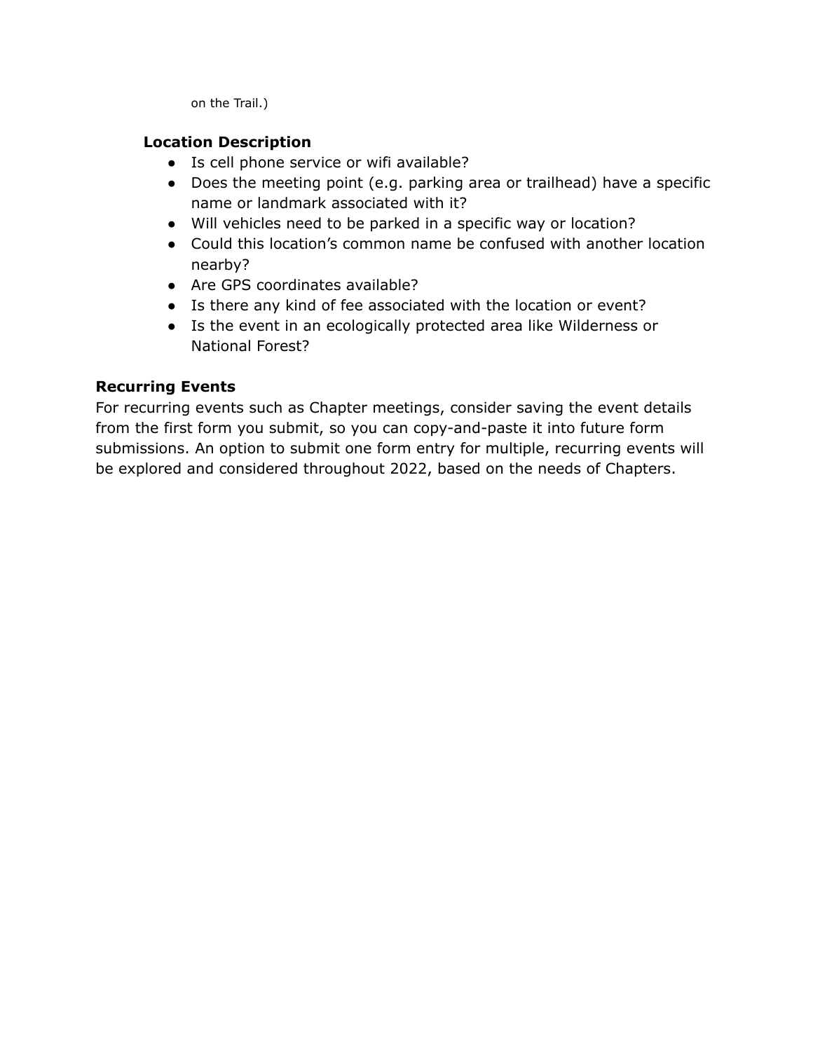on the Trail.)

### Location Description

- Is cell phone service or wifi available?
- Does the meeting point (e.g. parking area or trailhead) have a specific name or landmark associated with it?
- Will vehicles need to be parked in a specific way or location?
- Could this location's common name be confused with another location nearby?
- Are GPS coordinates available?
- Is there any kind of fee associated with the location or event?
- Is the event in an ecologically protected area like Wilderness or National Forest?

## Recurring Events

For recurring events such as Chapter meetings, consider saving the event details from the first form you submit, so you can copy-and-paste it into future form submissions. An option to submit one form entry for multiple, recurring events will be explored and considered throughout 2022, based on the needs of Chapters.